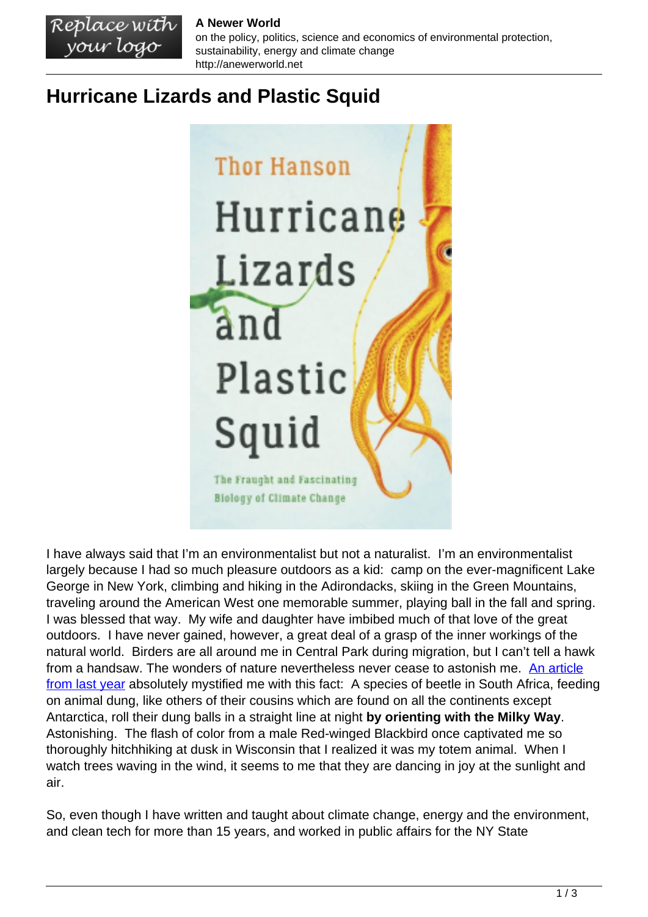# Hurricane Lizards and Plastic Squid

I have always said that I'm an environmentalist but not a naturalist.  I'm an environmentalist largely because I had so much pleasure outdoors as a kid:  camp on the ever-magnificent Lake George in New York, climbing and hiking in the Adirondacks, skiing in the Green Mountains, traveling around the American West one memorable summer, playing ball in the fall and spring. I was blessed that way.  My wife and daughter have imbibed much of that love of the great outdoors.  I have never gained, however, a great deal of a grasp of the inner workings of the natural world.  Birders are all around me in Central Park during migration, but I can't tell a hawk from a handsaw. The wonders of nature nevertheless never cease to astonish me.  [An article from last year] absolutely mystified me with this fact:  A species of beetle in South Africa, feeding on animal dung, like others of their cousins which are found on all the continents except Antarctica, roll their dung balls in a straight line at night **by orienting with the Milky Way**. Astonishing.  The flash of color from a male Red-winged Blackbird once captivated me so thoroughly hitchhiking at dusk in Wisconsin that I realized it was my totem animal.  When I watch trees waving in the wind, it seems to me that they are dancing in joy at the sunlight and air.

So, even though I have written and taught about climate change, energy and the environment, and clean tech for more than 15 years, and worked in public affairs for the NY State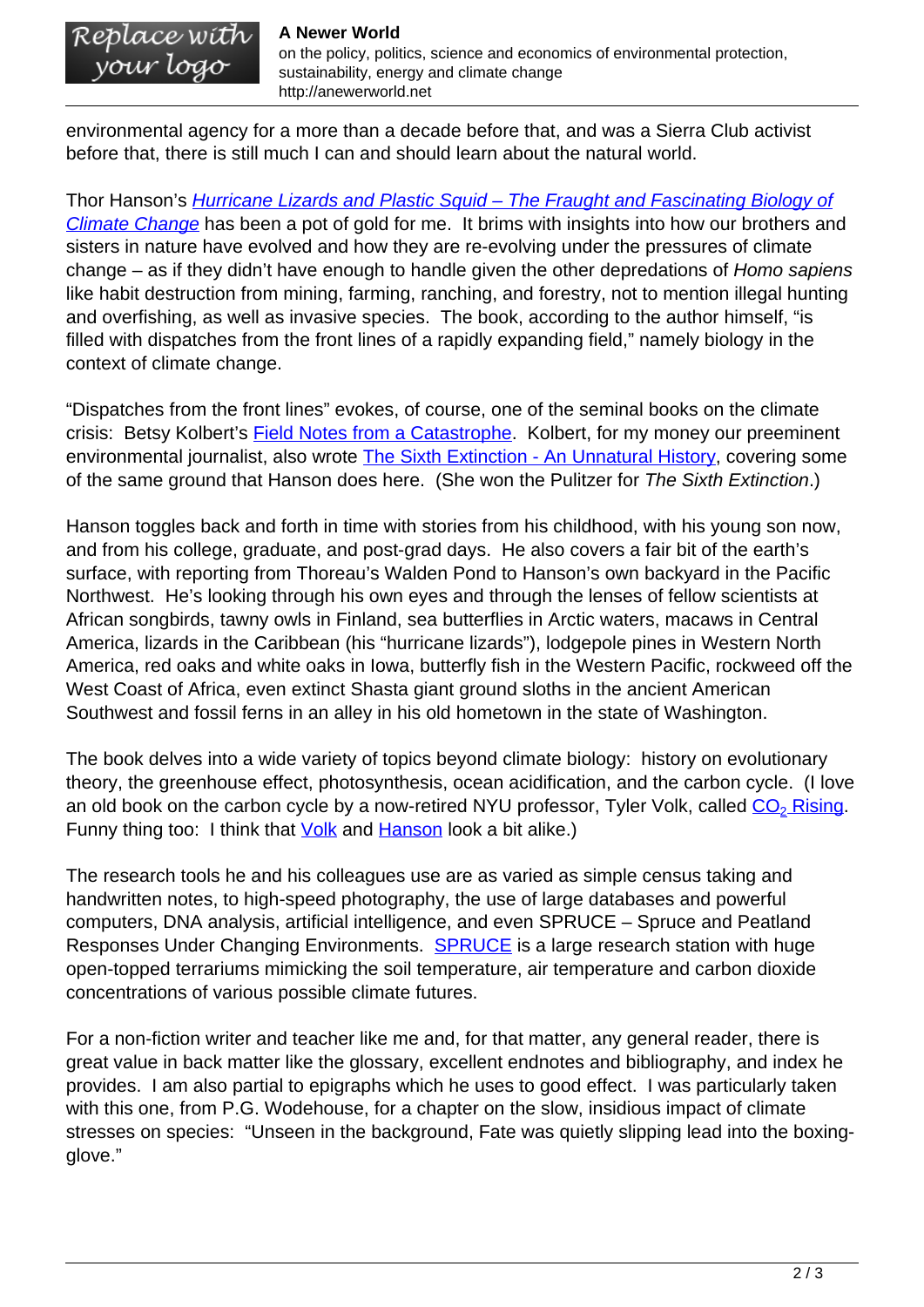environmental agency for a more than a decade before that, and was a Sierra Club activist before that, there is still much I can and should learn about the natural world.

Thor Hanson's *Hurricane Lizards and Plastic Squid – The Fraught and Fascinating Biology of Climate Change* has been a pot of gold for me. It brims with insights into how our brothers and sisters in nature have evolved and how they are re-evolving under the pressures of climate change – as if they didn't have enough to handle given the other depredations of *Homo sapiens* like habit destruction from mining, farming, ranching, and forestry, not to mention illegal hunting and overfishing, as well as invasive species. The book, according to the author himself, "is filled with dispatches from the front lines of a rapidly expanding field," namely biology in the context of climate change.

"Dispatches from the front lines" evokes, of course, one of the seminal books on the climate crisis: Betsy Kolbert's Field Notes from a Catastrophe. Kolbert, for my money our preeminent environmental journalist, also wrote The Sixth Extinction - An Unnatural History, covering some of the same ground that Hanson does here. (She won the Pulitzer for *The Sixth Extinction*.)

Hanson toggles back and forth in time with stories from his childhood, with his young son now, and from his college, graduate, and post-grad days. He also covers a fair bit of the earth's surface, with reporting from Thoreau's Walden Pond to Hanson's own backyard in the Pacific Northwest. He's looking through his own eyes and through the lenses of fellow scientists at African songbirds, tawny owls in Finland, sea butterflies in Arctic waters, macaws in Central America, lizards in the Caribbean (his "hurricane lizards"), lodgepole pines in Western North America, red oaks and white oaks in Iowa, butterfly fish in the Western Pacific, rockweed off the West Coast of Africa, even extinct Shasta giant ground sloths in the ancient American Southwest and fossil ferns in an alley in his old hometown in the state of Washington.

The book delves into a wide variety of topics beyond climate biology: history on evolutionary theory, the greenhouse effect, photosynthesis, ocean acidification, and the carbon cycle. (I love an old book on the carbon cycle by a now-retired NYU professor, Tyler Volk, called $CO_2$ Rising. Funny thing too: I think that Volk and Hanson look a bit alike.)

The research tools he and his colleagues use are as varied as simple census taking and handwritten notes, to high-speed photography, the use of large databases and powerful computers, DNA analysis, artificial intelligence, and even SPRUCE – Spruce and Peatland Responses Under Changing Environments. SPRUCE is a large research station with huge open-topped terrariums mimicking the soil temperature, air temperature and carbon dioxide concentrations of various possible climate futures.

For a non-fiction writer and teacher like me and, for that matter, any general reader, there is great value in back matter like the glossary, excellent endnotes and bibliography, and index he provides. I am also partial to epigraphs which he uses to good effect. I was particularly taken with this one, from P.G. Wodehouse, for a chapter on the slow, insidious impact of climate stresses on species: "Unseen in the background, Fate was quietly slipping lead into the boxing-glove."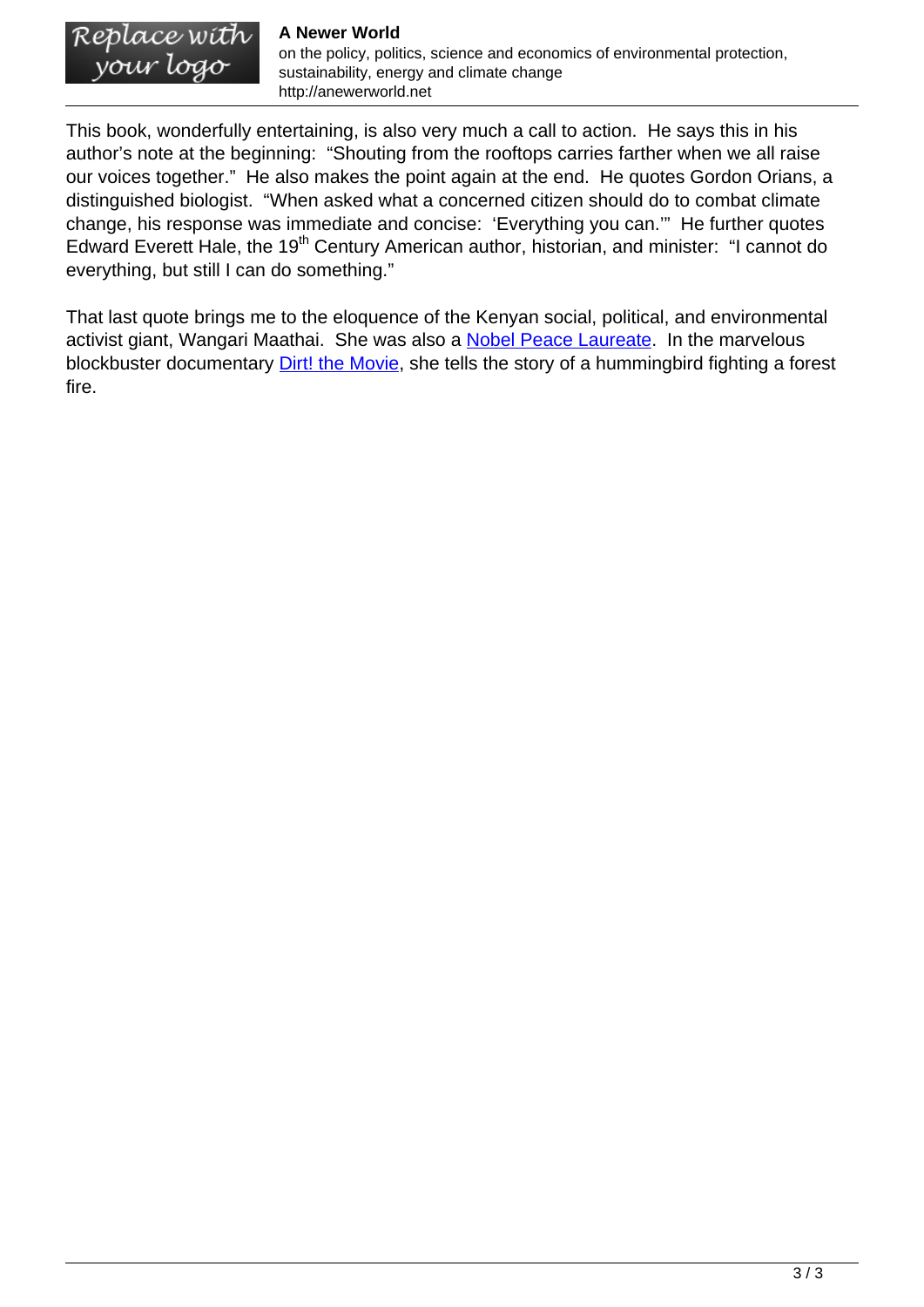This book, wonderfully entertaining, is also very much a call to action.  He says this in his author's note at the beginning:  "Shouting from the rooftops carries farther when we all raise our voices together."  He also makes the point again at the end.  He quotes Gordon Orians, a distinguished biologist.  "When asked what a concerned citizen should do to combat climate change, his response was immediate and concise:  'Everything you can.'"  He further quotes Edward Everett Hale, the 19th Century American author, historian, and minister:  "I cannot do everything, but still I can do something."

That last quote brings me to the eloquence of the Kenyan social, political, and environmental activist giant, Wangari Maathai.  She was also a Nobel Peace Laureate.  In the marvelous blockbuster documentary Dirt! the Movie, she tells the story of a hummingbird fighting a forest fire.